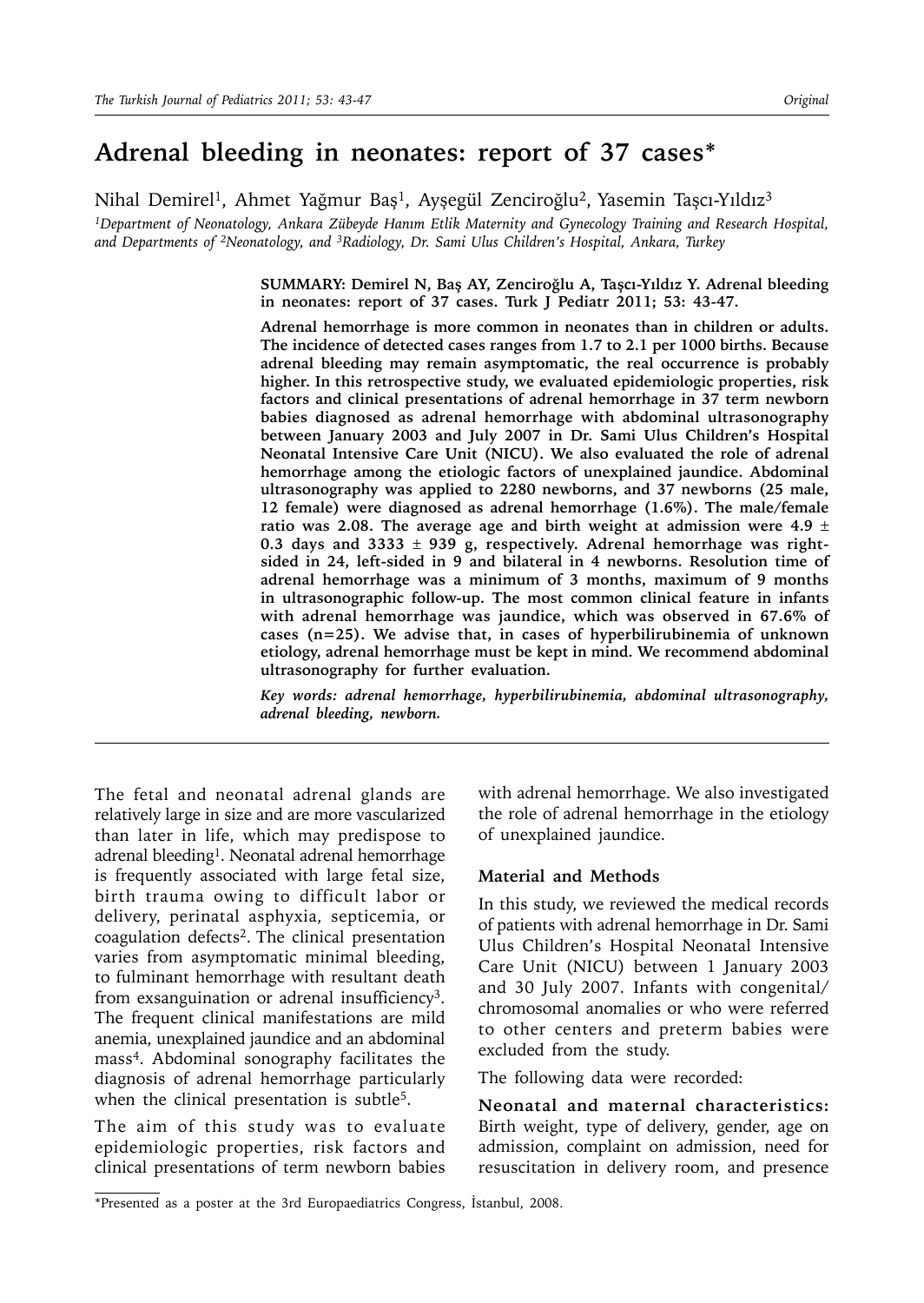# Adrenal bleeding in neonates: report of 37 cases*

Nihal Demirel[1], Ahmet Yağmur Baş[1], Ayşegül Zenciroğlu[2], Yasemin Taşcı-Yıldız[3]

*[1]Department of Neonatology, Ankara Zübeyde Hanım Etlik Maternity and Gynecology Training and Research Hospital, and Departments of [2]Neonatology, and [3]Radiology, Dr. Sami Ulus Children's Hospital, Ankara, Turkey*

**SUMMARY: Demirel N, Baş AY, Zenciroğlu A, Taşcı-Yıldız Y. Adrenal bleeding in neonates: report of 37 cases. Turk J Pediatr 2011; 53: 43-47.**

**Adrenal hemorrhage is more common in neonates than in children or adults. The incidence of detected cases ranges from 1.7 to 2.1 per 1000 births. Because adrenal bleeding may remain asymptomatic, the real occurrence is probably higher. In this retrospective study, we evaluated epidemiologic properties, risk factors and clinical presentations of adrenal hemorrhage in 37 term newborn babies diagnosed as adrenal hemorrhage with abdominal ultrasonography between January 2003 and July 2007 in Dr. Sami Ulus Children's Hospital Neonatal Intensive Care Unit (NICU). We also evaluated the role of adrenal hemorrhage among the etiologic factors of unexplained jaundice. Abdominal ultrasonography was applied to 2280 newborns, and 37 newborns (25 male, 12 female) were diagnosed as adrenal hemorrhage (1.6%). The male/female ratio was 2.08. The average age and birth weight at admission were 4.9 ± 0.3 days and 3333 ± 939 g, respectively. Adrenal hemorrhage was right-sided in 24, left-sided in 9 and bilateral in 4 newborns. Resolution time of adrenal hemorrhage was a minimum of 3 months, maximum of 9 months in ultrasonographic follow-up. The most common clinical feature in infants with adrenal hemorrhage was jaundice, which was observed in 67.6% of cases (n=25). We advise that, in cases of hyperbilirubinemia of unknown etiology, adrenal hemorrhage must be kept in mind. We recommend abdominal ultrasonography for further evaluation.**

***Key words: adrenal hemorrhage, hyperbilirubinemia, abdominal ultrasonography, adrenal bleeding, newborn.***

---

The fetal and neonatal adrenal glands are relatively large in size and are more vascularized than later in life, which may predispose to adrenal bleeding[1]. Neonatal adrenal hemorrhage is frequently associated with large fetal size, birth trauma owing to difficult labor or delivery, perinatal asphyxia, septicemia, or coagulation defects[2]. The clinical presentation varies from asymptomatic minimal bleeding, to fulminant hemorrhage with resultant death from exsanguination or adrenal insufficiency[3]. The frequent clinical manifestations are mild anemia, unexplained jaundice and an abdominal mass[4]. Abdominal sonography facilitates the diagnosis of adrenal hemorrhage particularly when the clinical presentation is subtle[5].

The aim of this study was to evaluate epidemiologic properties, risk factors and clinical presentations of term newborn babies with adrenal hemorrhage. We also investigated the role of adrenal hemorrhage in the etiology of unexplained jaundice.

## Material and Methods

In this study, we reviewed the medical records of patients with adrenal hemorrhage in Dr. Sami Ulus Children's Hospital Neonatal Intensive Care Unit (NICU) between 1 January 2003 and 30 July 2007. Infants with congenital/chromosomal anomalies or who were referred to other centers and preterm babies were excluded from the study.

The following data were recorded:

**Neonatal and maternal characteristics:** Birth weight, type of delivery, gender, age on admission, complaint on admission, need for resuscitation in delivery room, and presence

---

*Presented as a poster at the 3rd Europaediatrics Congress, İstanbul, 2008.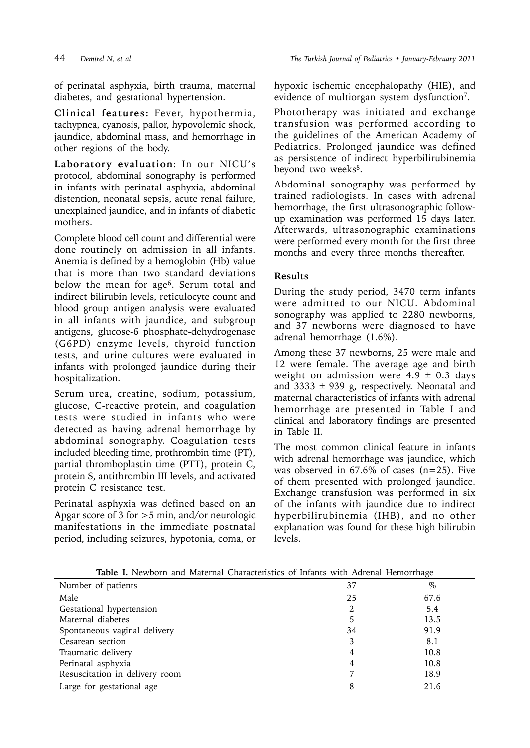of perinatal asphyxia, birth trauma, maternal diabetes, and gestational hypertension.

**Clinical features:** Fever, hypothermia, tachypnea, cyanosis, pallor, hypovolemic shock, jaundice, abdominal mass, and hemorrhage in other regions of the body.

**Laboratory evaluation**: In our NICU's protocol, abdominal sonography is performed in infants with perinatal asphyxia, abdominal distention, neonatal sepsis, acute renal failure, unexplained jaundice, and in infants of diabetic mothers.

Complete blood cell count and differential were done routinely on admission in all infants. Anemia is defined by a hemoglobin (Hb) value that is more than two standard deviations below the mean for age[6]. Serum total and indirect bilirubin levels, reticulocyte count and blood group antigen analysis were evaluated in all infants with jaundice, and subgroup antigens, glucose-6 phosphate-dehydrogenase (G6PD) enzyme levels, thyroid function tests, and urine cultures were evaluated in infants with prolonged jaundice during their hospitalization.

Serum urea, creatine, sodium, potassium, glucose, C-reactive protein, and coagulation tests were studied in infants who were detected as having adrenal hemorrhage by abdominal sonography. Coagulation tests included bleeding time, prothrombin time (PT), partial thromboplastin time (PTT), protein C, protein S, antithrombin III levels, and activated protein C resistance test.

Perinatal asphyxia was defined based on an Apgar score of 3 for >5 min, and/or neurologic manifestations in the immediate postnatal period, including seizures, hypotonia, coma, or hypoxic ischemic encephalopathy (HIE), and evidence of multiorgan system dysfunction[7].

Phototherapy was initiated and exchange transfusion was performed according to the guidelines of the American Academy of Pediatrics. Prolonged jaundice was defined as persistence of indirect hyperbilirubinemia beyond two weeks[8].

Abdominal sonography was performed by trained radiologists. In cases with adrenal hemorrhage, the first ultrasonographic follow-up examination was performed 15 days later. Afterwards, ultrasonographic examinations were performed every month for the first three months and every three months thereafter.

## Results

During the study period, 3470 term infants were admitted to our NICU. Abdominal sonography was applied to 2280 newborns, and 37 newborns were diagnosed to have adrenal hemorrhage (1.6%).

Among these 37 newborns, 25 were male and 12 were female. The average age and birth weight on admission were $4.9 \pm 0.3$ days and $3333 \pm 939$ g, respectively. Neonatal and maternal characteristics of infants with adrenal hemorrhage are presented in Table I and clinical and laboratory findings are presented in Table II.

The most common clinical feature in infants with adrenal hemorrhage was jaundice, which was observed in 67.6% of cases (n=25). Five of them presented with prolonged jaundice. Exchange transfusion was performed in six of the infants with jaundice due to indirect hyperbilirubinemia (IHB), and no other explanation was found for these high bilirubin levels.

**Table I.** Newborn and Maternal Characteristics of Infants with Adrenal Hemorrhage

| Number of patients | 37 | % |
|---|---|---|
| Male | 25 | 67.6 |
| Gestational hypertension | 2 | 5.4 |
| Maternal diabetes | 5 | 13.5 |
| Spontaneous vaginal delivery | 34 | 91.9 |
| Cesarean section | 3 | 8.1 |
| Traumatic delivery | 4 | 10.8 |
| Perinatal asphyxia | 4 | 10.8 |
| Resuscitation in delivery room | 7 | 18.9 |
| Large for gestational age | 8 | 21.6 |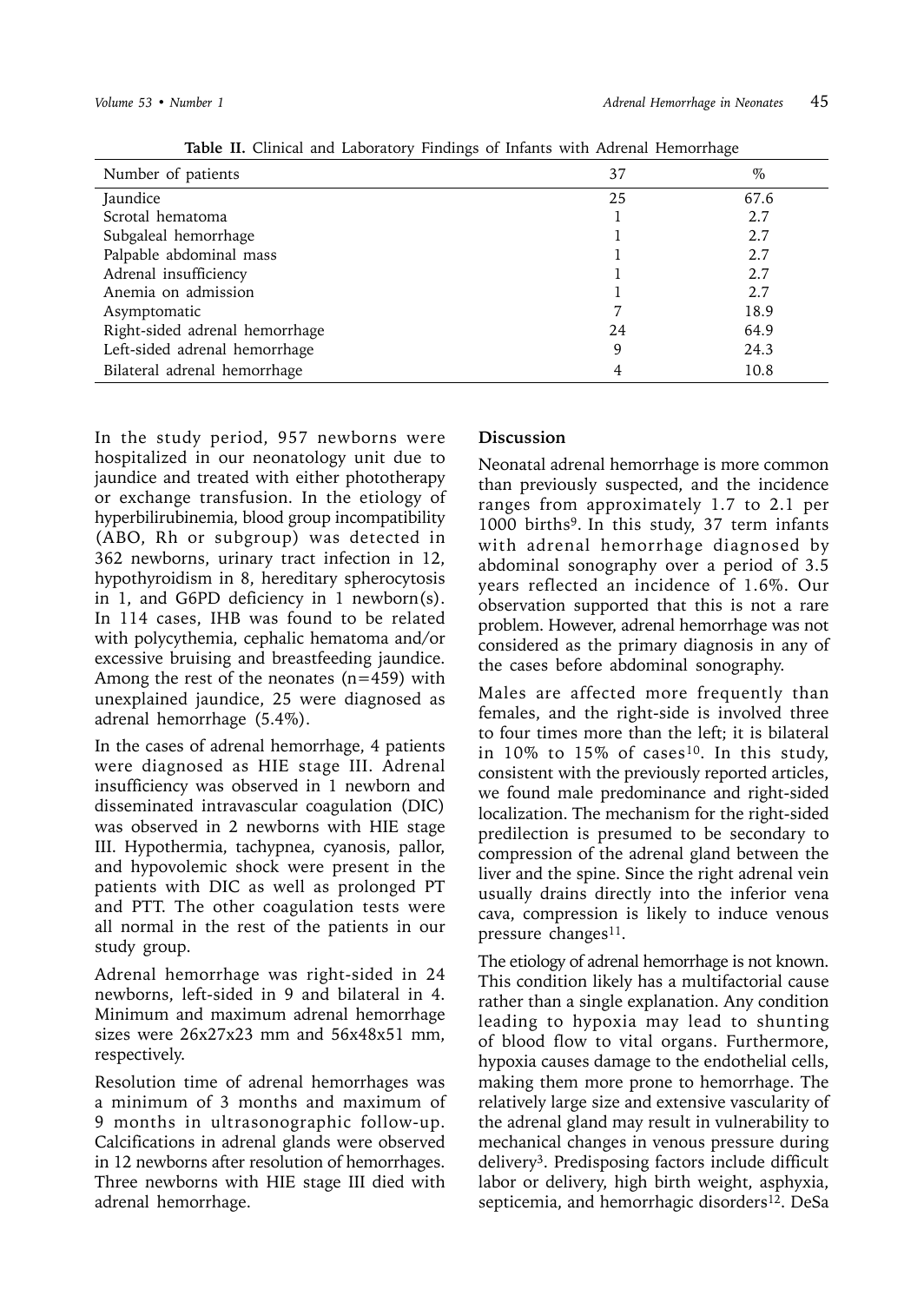**Table II.** Clinical and Laboratory Findings of Infants with Adrenal Hemorrhage

| Number of patients | 37 | % |
|---|---|---|
| Jaundice | 25 | 67.6 |
| Scrotal hematoma | 1 | 2.7 |
| Subgaleal hemorrhage | 1 | 2.7 |
| Palpable abdominal mass | 1 | 2.7 |
| Adrenal insufficiency | 1 | 2.7 |
| Anemia on admission | 1 | 2.7 |
| Asymptomatic | 7 | 18.9 |
| Right-sided adrenal hemorrhage | 24 | 64.9 |
| Left-sided adrenal hemorrhage | 9 | 24.3 |
| Bilateral adrenal hemorrhage | 4 | 10.8 |

In the study period, 957 newborns were hospitalized in our neonatology unit due to jaundice and treated with either phototherapy or exchange transfusion. In the etiology of hyperbilirubinemia, blood group incompatibility (ABO, Rh or subgroup) was detected in 362 newborns, urinary tract infection in 12, hypothyroidism in 8, hereditary spherocytosis in 1, and G6PD deficiency in 1 newborn(s). In 114 cases, IHB was found to be related with polycythemia, cephalic hematoma and/or excessive bruising and breastfeeding jaundice. Among the rest of the neonates (n=459) with unexplained jaundice, 25 were diagnosed as adrenal hemorrhage (5.4%).

In the cases of adrenal hemorrhage, 4 patients were diagnosed as HIE stage III. Adrenal insufficiency was observed in 1 newborn and disseminated intravascular coagulation (DIC) was observed in 2 newborns with HIE stage III. Hypothermia, tachypnea, cyanosis, pallor, and hypovolemic shock were present in the patients with DIC as well as prolonged PT and PTT. The other coagulation tests were all normal in the rest of the patients in our study group.

Adrenal hemorrhage was right-sided in 24 newborns, left-sided in 9 and bilateral in 4. Minimum and maximum adrenal hemorrhage sizes were 26x27x23 mm and 56x48x51 mm, respectively.

Resolution time of adrenal hemorrhages was a minimum of 3 months and maximum of 9 months in ultrasonographic follow-up. Calcifications in adrenal glands were observed in 12 newborns after resolution of hemorrhages. Three newborns with HIE stage III died with adrenal hemorrhage.

## Discussion

Neonatal adrenal hemorrhage is more common than previously suspected, and the incidence ranges from approximately 1.7 to 2.1 per 1000 births[9]. In this study, 37 term infants with adrenal hemorrhage diagnosed by abdominal sonography over a period of 3.5 years reflected an incidence of 1.6%. Our observation supported that this is not a rare problem. However, adrenal hemorrhage was not considered as the primary diagnosis in any of the cases before abdominal sonography.

Males are affected more frequently than females, and the right-side is involved three to four times more than the left; it is bilateral in 10% to 15% of cases[10]. In this study, consistent with the previously reported articles, we found male predominance and right-sided localization. The mechanism for the right-sided predilection is presumed to be secondary to compression of the adrenal gland between the liver and the spine. Since the right adrenal vein usually drains directly into the inferior vena cava, compression is likely to induce venous pressure changes[11].

The etiology of adrenal hemorrhage is not known. This condition likely has a multifactorial cause rather than a single explanation. Any condition leading to hypoxia may lead to shunting of blood flow to vital organs. Furthermore, hypoxia causes damage to the endothelial cells, making them more prone to hemorrhage. The relatively large size and extensive vascularity of the adrenal gland may result in vulnerability to mechanical changes in venous pressure during delivery[3]. Predisposing factors include difficult labor or delivery, high birth weight, asphyxia, septicemia, and hemorrhagic disorders[12]. DeSa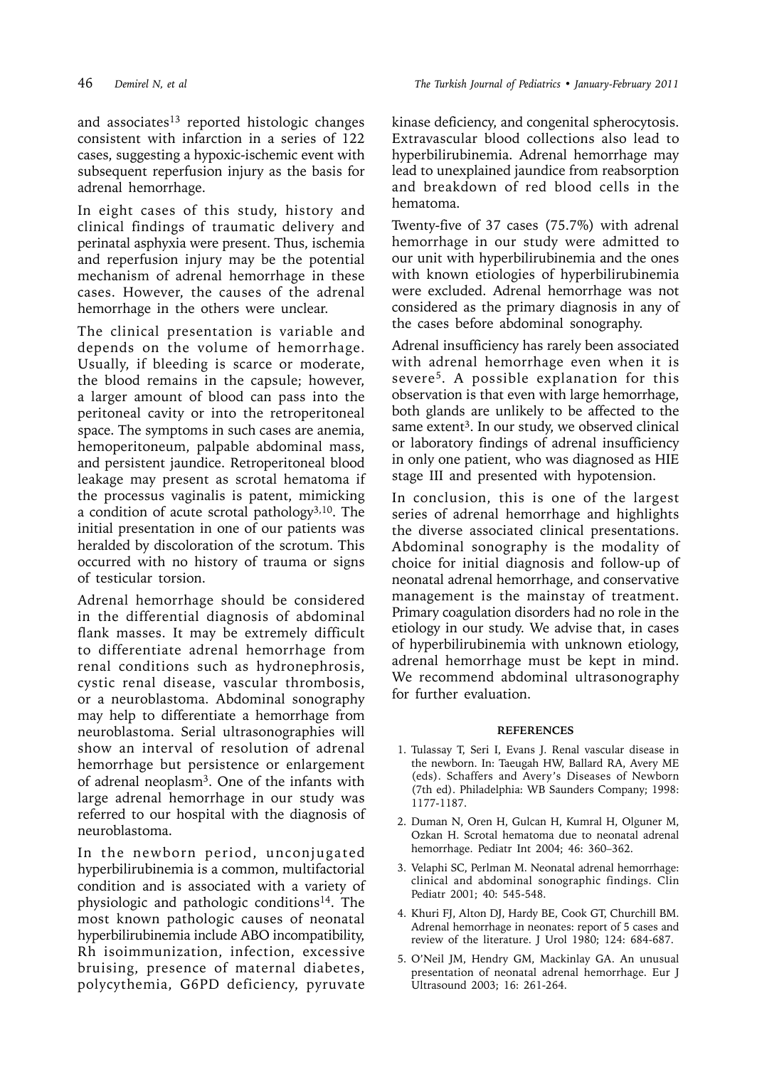and associates[13] reported histologic changes consistent with infarction in a series of 122 cases, suggesting a hypoxic-ischemic event with subsequent reperfusion injury as the basis for adrenal hemorrhage.

In eight cases of this study, history and clinical findings of traumatic delivery and perinatal asphyxia were present. Thus, ischemia and reperfusion injury may be the potential mechanism of adrenal hemorrhage in these cases. However, the causes of the adrenal hemorrhage in the others were unclear.

The clinical presentation is variable and depends on the volume of hemorrhage. Usually, if bleeding is scarce or moderate, the blood remains in the capsule; however, a larger amount of blood can pass into the peritoneal cavity or into the retroperitoneal space. The symptoms in such cases are anemia, hemoperitoneum, palpable abdominal mass, and persistent jaundice. Retroperitoneal blood leakage may present as scrotal hematoma if the processus vaginalis is patent, mimicking a condition of acute scrotal pathology[3,10]. The initial presentation in one of our patients was heralded by discoloration of the scrotum. This occurred with no history of trauma or signs of testicular torsion.

Adrenal hemorrhage should be considered in the differential diagnosis of abdominal flank masses. It may be extremely difficult to differentiate adrenal hemorrhage from renal conditions such as hydronephrosis, cystic renal disease, vascular thrombosis, or a neuroblastoma. Abdominal sonography may help to differentiate a hemorrhage from neuroblastoma. Serial ultrasonographies will show an interval of resolution of adrenal hemorrhage but persistence or enlargement of adrenal neoplasm[3]. One of the infants with large adrenal hemorrhage in our study was referred to our hospital with the diagnosis of neuroblastoma.

In the newborn period, unconjugated hyperbilirubinemia is a common, multifactorial condition and is associated with a variety of physiologic and pathologic conditions[14]. The most known pathologic causes of neonatal hyperbilirubinemia include ABO incompatibility, Rh isoimmunization, infection, excessive bruising, presence of maternal diabetes, polycythemia, G6PD deficiency, pyruvate kinase deficiency, and congenital spherocytosis. Extravascular blood collections also lead to hyperbilirubinemia. Adrenal hemorrhage may lead to unexplained jaundice from reabsorption and breakdown of red blood cells in the hematoma.

Twenty-five of 37 cases (75.7%) with adrenal hemorrhage in our study were admitted to our unit with hyperbilirubinemia and the ones with known etiologies of hyperbilirubinemia were excluded. Adrenal hemorrhage was not considered as the primary diagnosis in any of the cases before abdominal sonography.

Adrenal insufficiency has rarely been associated with adrenal hemorrhage even when it is severe[5]. A possible explanation for this observation is that even with large hemorrhage, both glands are unlikely to be affected to the same extent[3]. In our study, we observed clinical or laboratory findings of adrenal insufficiency in only one patient, who was diagnosed as HIE stage III and presented with hypotension.

In conclusion, this is one of the largest series of adrenal hemorrhage and highlights the diverse associated clinical presentations. Abdominal sonography is the modality of choice for initial diagnosis and follow-up of neonatal adrenal hemorrhage, and conservative management is the mainstay of treatment. Primary coagulation disorders had no role in the etiology in our study. We advise that, in cases of hyperbilirubinemia with unknown etiology, adrenal hemorrhage must be kept in mind. We recommend abdominal ultrasonography for further evaluation.

## REFERENCES

1. Tulassay T, Seri I, Evans J. Renal vascular disease in the newborn. In: Taeugah HW, Ballard RA, Avery ME (eds). Schaffers and Avery's Diseases of Newborn (7th ed). Philadelphia: WB Saunders Company; 1998: 1177-1187.
2. Duman N, Oren H, Gulcan H, Kumral H, Olguner M, Ozkan H. Scrotal hematoma due to neonatal adrenal hemorrhage. Pediatr Int 2004; 46: 360–362.
3. Velaphi SC, Perlman M. Neonatal adrenal hemorrhage: clinical and abdominal sonographic findings. Clin Pediatr 2001; 40: 545-548.
4. Khuri FJ, Alton DJ, Hardy BE, Cook GT, Churchill BM. Adrenal hemorrhage in neonates: report of 5 cases and review of the literature. J Urol 1980; 124: 684-687.
5. O'Neil JM, Hendry GM, Mackinlay GA. An unusual presentation of neonatal adrenal hemorrhage. Eur J Ultrasound 2003; 16: 261-264.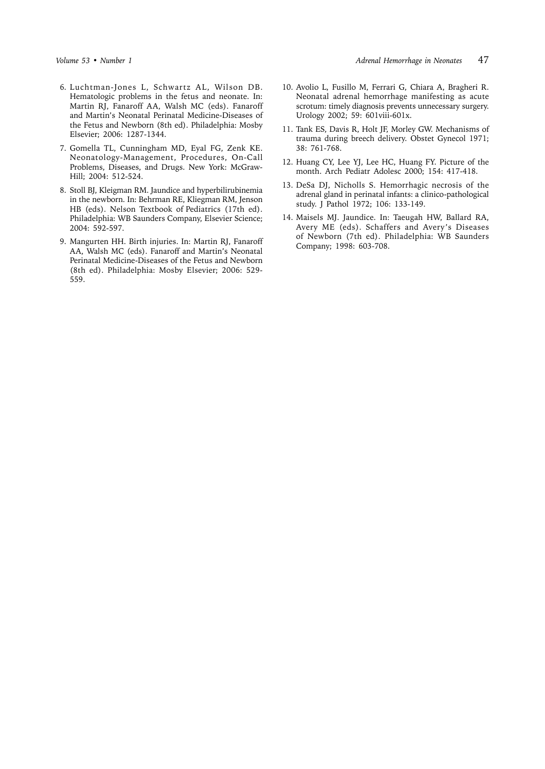6. Luchtman-Jones L, Schwartz AL, Wilson DB. Hematologic problems in the fetus and neonate. In: Martin RJ, Fanaroff AA, Walsh MC (eds). Fanaroff and Martin's Neonatal Perinatal Medicine-Diseases of the Fetus and Newborn (8th ed). Philadelphia: Mosby Elsevier; 2006: 1287-1344.
7. Gomella TL, Cunningham MD, Eyal FG, Zenk KE. Neonatology-Management, Procedures, On-Call Problems, Diseases, and Drugs. New York: McGraw-Hill; 2004: 512-524.
8. Stoll BJ, Kleigman RM. Jaundice and hyperbilirubinemia in the newborn. In: Behrman RE, Kliegman RM, Jenson HB (eds). Nelson Textbook of Pediatrics (17th ed). Philadelphia: WB Saunders Company, Elsevier Science; 2004: 592-597.
9. Mangurten HH. Birth injuries. In: Martin RJ, Fanaroff AA, Walsh MC (eds). Fanaroff and Martin's Neonatal Perinatal Medicine-Diseases of the Fetus and Newborn (8th ed). Philadelphia: Mosby Elsevier; 2006: 529-559.
10. Avolio L, Fusillo M, Ferrari G, Chiara A, Bragheri R. Neonatal adrenal hemorrhage manifesting as acute scrotum: timely diagnosis prevents unnecessary surgery. Urology 2002; 59: 601viii-601x.
11. Tank ES, Davis R, Holt JF, Morley GW. Mechanisms of trauma during breech delivery. Obstet Gynecol 1971; 38: 761-768.
12. Huang CY, Lee YJ, Lee HC, Huang FY. Picture of the month. Arch Pediatr Adolesc 2000; 154: 417-418.
13. DeSa DJ, Nicholls S. Hemorrhagic necrosis of the adrenal gland in perinatal infants: a clinico-pathological study. J Pathol 1972; 106: 133-149.
14. Maisels MJ. Jaundice. In: Taeugah HW, Ballard RA, Avery ME (eds). Schaffers and Avery's Diseases of Newborn (7th ed). Philadelphia: WB Saunders Company; 1998: 603-708.